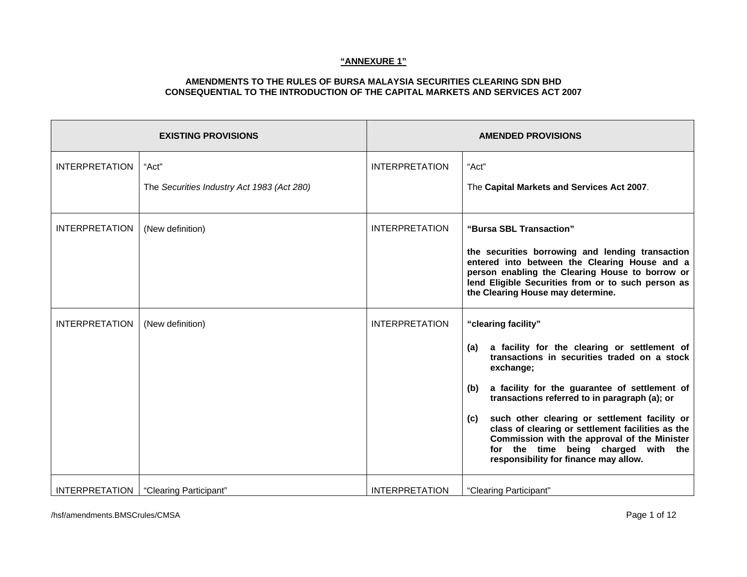**"ANNEXURE 1"**

**AMENDMENTS TO THE RULES OF BURSA MALAYSIA SECURITIES CLEARING SDN BHD CONSEQUENTIAL TO THE INTRODUCTION OF THE CAPITAL MARKETS AND SERVICES ACT 2007**

| EXISTING PROVISIONS | | AMENDED PROVISIONS | |
|---|---|---|---|
| INTERPRETATION | "Act"<br><br>The *Securities Industry Act 1983 (Act 280)* | INTERPRETATION | "Act"<br><br>The **Capital Markets and Services Act 2007**. |
| INTERPRETATION | (New definition) | INTERPRETATION | **"Bursa SBL Transaction"**<br><br>**the securities borrowing and lending transaction entered into between the Clearing House and a person enabling the Clearing House to borrow or lend Eligible Securities from or to such person as the Clearing House may determine.** |
| INTERPRETATION | (New definition) | INTERPRETATION | **"clearing facility"**<br><br>**(a) a facility for the clearing or settlement of transactions in securities traded on a stock exchange;**<br><br>**(b) a facility for the guarantee of settlement of transactions referred to in paragraph (a); or**<br><br>**(c) such other clearing or settlement facility or class of clearing or settlement facilities as the Commission with the approval of the Minister for the time being charged with the responsibility for finance may allow.** |
| INTERPRETATION | "Clearing Participant" | INTERPRETATION | "Clearing Participant" |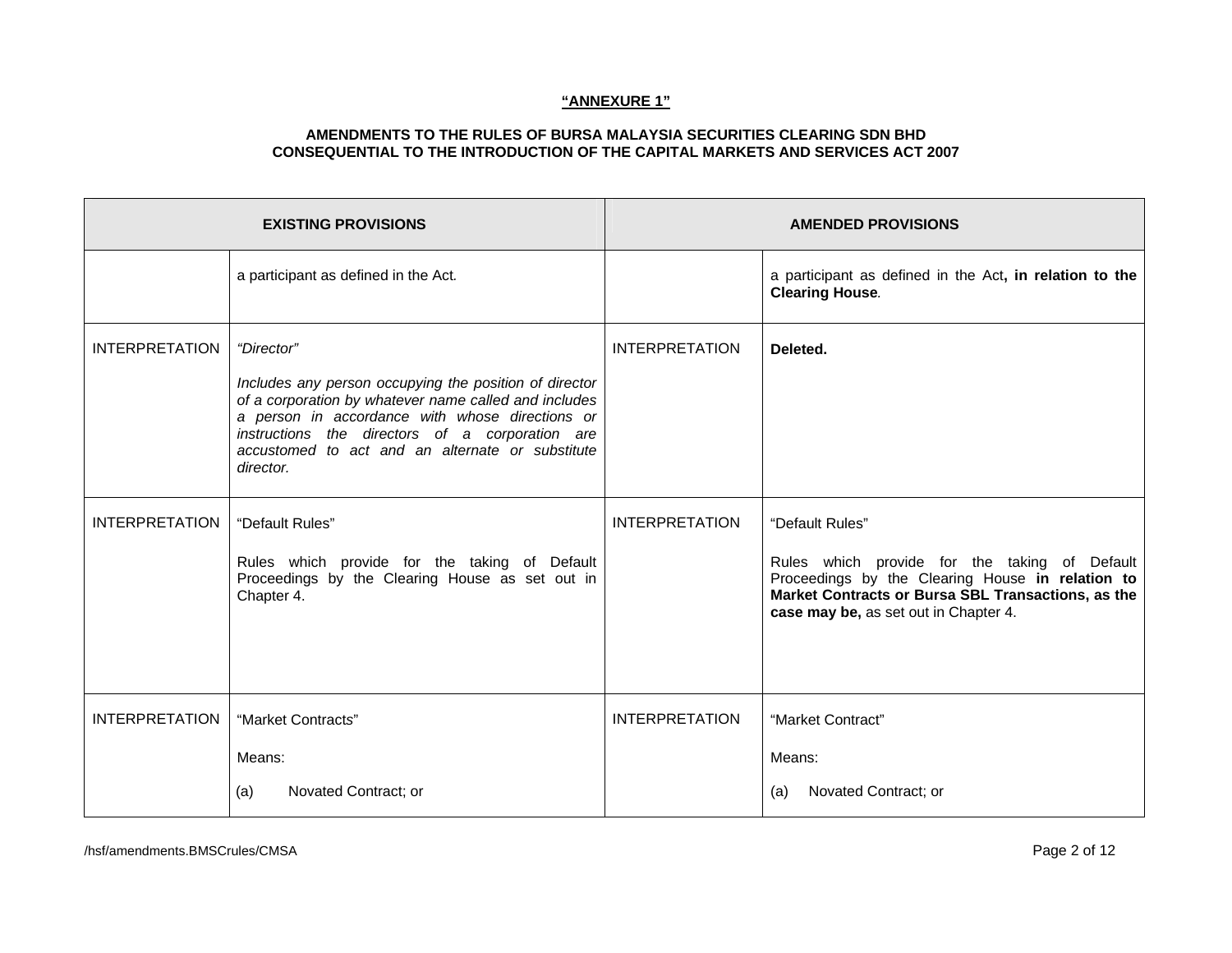**"ANNEXURE 1"**

**AMENDMENTS TO THE RULES OF BURSA MALAYSIA SECURITIES CLEARING SDN BHD CONSEQUENTIAL TO THE INTRODUCTION OF THE CAPITAL MARKETS AND SERVICES ACT 2007**

| EXISTING PROVISIONS | | AMENDED PROVISIONS | |
|---|---|---|---|
| | a participant as defined in the Act. | | a participant as defined in the Act**, in relation to the Clearing House**. |
| INTERPRETATION | *"Director"*<br><br>*Includes any person occupying the position of director of a corporation by whatever name called and includes a person in accordance with whose directions or instructions the directors of a corporation are accustomed to act and an alternate or substitute director.* | INTERPRETATION | **Deleted.** |
| INTERPRETATION | "Default Rules"<br><br>Rules which provide for the taking of Default Proceedings by the Clearing House as set out in Chapter 4. | INTERPRETATION | "Default Rules"<br><br>Rules which provide for the taking of Default Proceedings by the Clearing House **in relation to Market Contracts or Bursa SBL Transactions, as the case may be,** as set out in Chapter 4. |
| INTERPRETATION | "Market Contracts"<br><br>Means:<br><br>(a) Novated Contract; or | INTERPRETATION | "Market Contract"<br><br>Means:<br><br>(a) Novated Contract; or |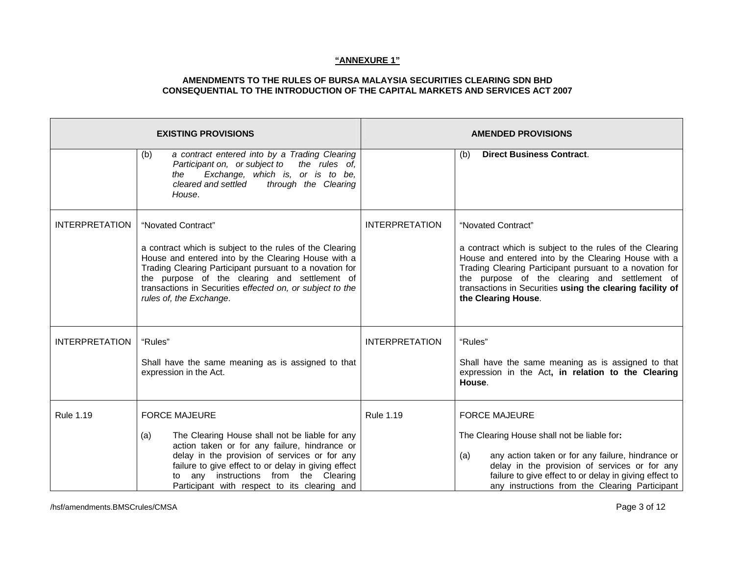**"ANNEXURE 1"**

**AMENDMENTS TO THE RULES OF BURSA MALAYSIA SECURITIES CLEARING SDN BHD CONSEQUENTIAL TO THE INTRODUCTION OF THE CAPITAL MARKETS AND SERVICES ACT 2007**

| EXISTING PROVISIONS | | AMENDED PROVISIONS | |
|---|---|---|---|
| | (b) *a contract entered into by a Trading Clearing Participant on, or subject to the rules of, the Exchange, which is, or is to be, cleared and settled through the Clearing House*. | | (b) **Direct Business Contract**. |
| INTERPRETATION | "Novated Contract"<br><br>a contract which is subject to the rules of the Clearing House and entered into by the Clearing House with a Trading Clearing Participant pursuant to a novation for the purpose of the clearing and settlement of transactions in Securities e*ffected on, or subject to the rules of, the Exchange*. | INTERPRETATION | "Novated Contract"<br><br>a contract which is subject to the rules of the Clearing House and entered into by the Clearing House with a Trading Clearing Participant pursuant to a novation for the purpose of the clearing and settlement of transactions in Securities **using the clearing facility of the Clearing House**. |
| INTERPRETATION | "Rules"<br><br>Shall have the same meaning as is assigned to that expression in the Act. | INTERPRETATION | "Rules"<br><br>Shall have the same meaning as is assigned to that expression in the Act**, in relation to the Clearing House**. |
| Rule 1.19 | FORCE MAJEURE<br><br>(a) The Clearing House shall not be liable for any action taken or for any failure, hindrance or delay in the provision of services or for any failure to give effect to or delay in giving effect to any instructions from the Clearing Participant with respect to its clearing and | Rule 1.19 | FORCE MAJEURE<br><br>The Clearing House shall not be liable for**:**<br><br>(a) any action taken or for any failure, hindrance or delay in the provision of services or for any failure to give effect to or delay in giving effect to any instructions from the Clearing Participant |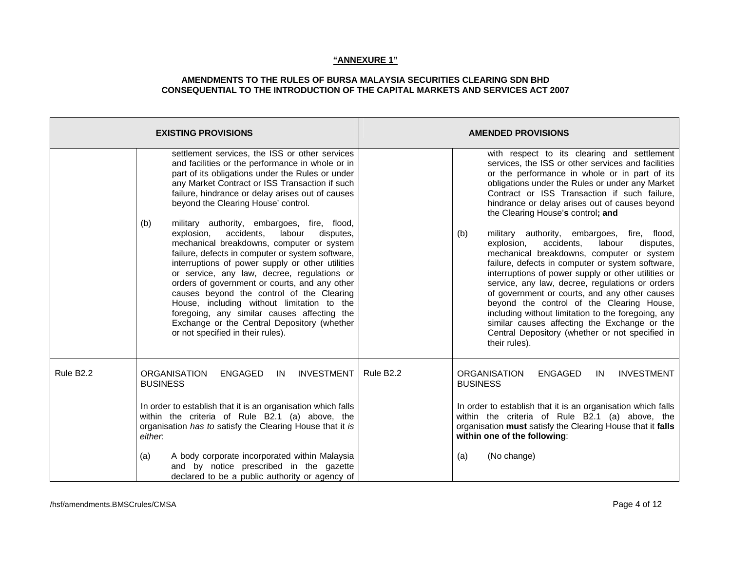**"ANNEXURE 1"**

**AMENDMENTS TO THE RULES OF BURSA MALAYSIA SECURITIES CLEARING SDN BHD CONSEQUENTIAL TO THE INTRODUCTION OF THE CAPITAL MARKETS AND SERVICES ACT 2007**

| EXISTING PROVISIONS | | AMENDED PROVISIONS | |
|---|---|---|---|
| | settlement services, the ISS or other services and facilities or the performance in whole or in part of its obligations under the Rules or under any Market Contract or ISS Transaction if such failure, hindrance or delay arises out of causes beyond the Clearing House' control.<br><br>(b) military authority, embargoes, fire, flood, explosion, accidents, labour disputes, mechanical breakdowns, computer or system failure, defects in computer or system software, interruptions of power supply or other utilities or service, any law, decree, regulations or orders of government or courts, and any other causes beyond the control of the Clearing House, including without limitation to the foregoing, any similar causes affecting the Exchange or the Central Depository (whether or not specified in their rules). | | with respect to its clearing and settlement services, the ISS or other services and facilities or the performance in whole or in part of its obligations under the Rules or under any Market Contract or ISS Transaction if such failure, hindrance or delay arises out of causes beyond the Clearing House'**s** control**; and**<br><br>(b) military authority, embargoes, fire, flood, explosion, accidents, labour disputes, mechanical breakdowns, computer or system failure, defects in computer or system software, interruptions of power supply or other utilities or service, any law, decree, regulations or orders of government or courts, and any other causes beyond the control of the Clearing House, including without limitation to the foregoing, any similar causes affecting the Exchange or the Central Depository (whether or not specified in their rules). |
| Rule B2.2 | ORGANISATION ENGAGED IN INVESTMENT BUSINESS<br><br>In order to establish that it is an organisation which falls within the criteria of Rule B2.1 (a) above, the organisation *has to* satisfy the Clearing House that it *is either*:<br><br>(a) A body corporate incorporated within Malaysia and by notice prescribed in the gazette declared to be a public authority or agency of | Rule B2.2 | ORGANISATION ENGAGED IN INVESTMENT BUSINESS<br><br>In order to establish that it is an organisation which falls within the criteria of Rule B2.1 (a) above, the organisation **must** satisfy the Clearing House that it **falls within one of the following**:<br><br>(a) (No change) |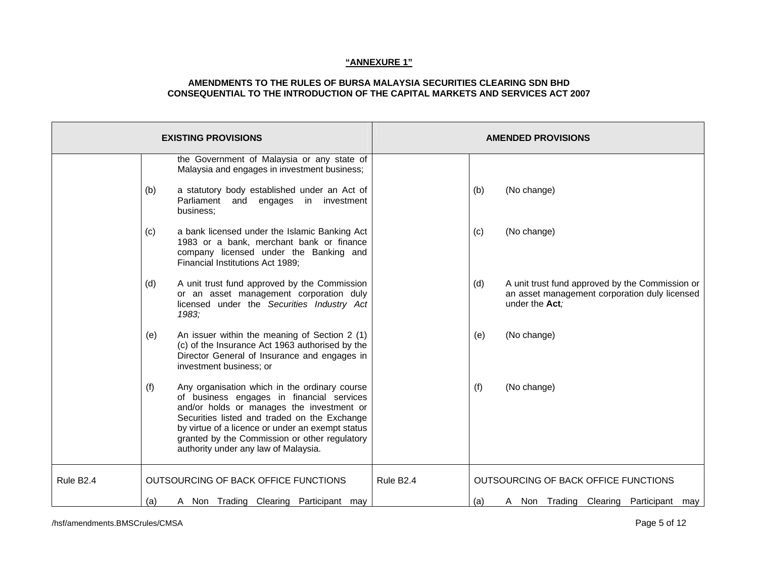**"ANNEXURE 1"**

**AMENDMENTS TO THE RULES OF BURSA MALAYSIA SECURITIES CLEARING SDN BHD CONSEQUENTIAL TO THE INTRODUCTION OF THE CAPITAL MARKETS AND SERVICES ACT 2007**

| EXISTING PROVISIONS | | AMENDED PROVISIONS | |
|---|---|---|---|
| | the Government of Malaysia or any state of Malaysia and engages in investment business;<br><br>(b) a statutory body established under an Act of Parliament and engages in investment business;<br><br>(c) a bank licensed under the Islamic Banking Act 1983 or a bank, merchant bank or finance company licensed under the Banking and Financial Institutions Act 1989;<br><br>(d) A unit trust fund approved by the Commission or an asset management corporation duly licensed under the *Securities Industry Act 1983;*<br><br>(e) An issuer within the meaning of Section 2 (1) (c) of the Insurance Act 1963 authorised by the Director General of Insurance and engages in investment business; or<br><br>(f) Any organisation which in the ordinary course of business engages in financial services and/or holds or manages the investment or Securities listed and traded on the Exchange by virtue of a licence or under an exempt status granted by the Commission or other regulatory authority under any law of Malaysia. | | (b) (No change)<br><br>(c) (No change)<br><br>(d) A unit trust fund approved by the Commission or an asset management corporation duly licensed under the **Act***;*<br><br>(e) (No change)<br><br>(f) (No change) |
| Rule B2.4 | OUTSOURCING OF BACK OFFICE FUNCTIONS<br><br>(a) A Non Trading Clearing Participant may | Rule B2.4 | OUTSOURCING OF BACK OFFICE FUNCTIONS<br><br>(a) A Non Trading Clearing Participant may |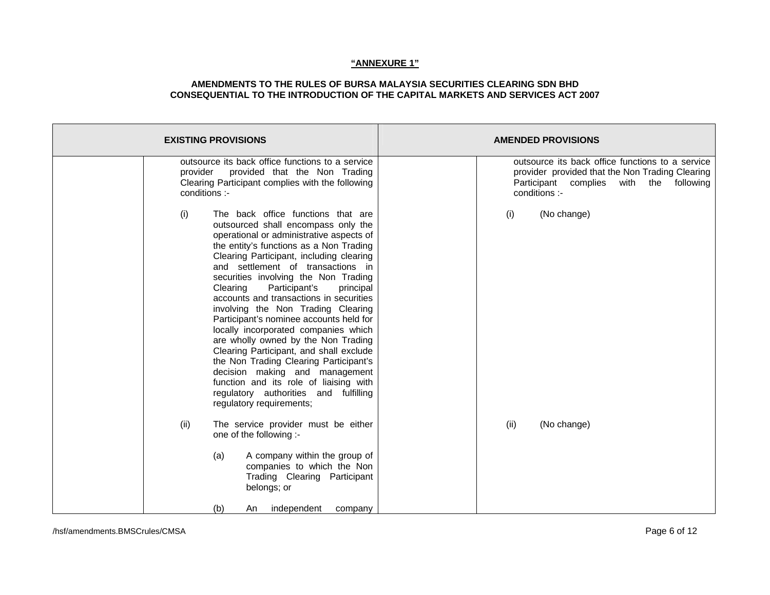**"ANNEXURE 1"**

**AMENDMENTS TO THE RULES OF BURSA MALAYSIA SECURITIES CLEARING SDN BHD CONSEQUENTIAL TO THE INTRODUCTION OF THE CAPITAL MARKETS AND SERVICES ACT 2007**

| EXISTING PROVISIONS | | AMENDED PROVISIONS | |
|---|---|---|---|
| | outsource its back office functions to a service provider provided that the Non Trading Clearing Participant complies with the following conditions :-<br><br>(i) The back office functions that are outsourced shall encompass only the operational or administrative aspects of the entity's functions as a Non Trading Clearing Participant, including clearing and settlement of transactions in securities involving the Non Trading Clearing Participant's principal accounts and transactions in securities involving the Non Trading Clearing Participant's nominee accounts held for locally incorporated companies which are wholly owned by the Non Trading Clearing Participant, and shall exclude the Non Trading Clearing Participant's decision making and management function and its role of liaising with regulatory authorities and fulfilling regulatory requirements;<br><br>(ii) The service provider must be either one of the following :-<br><br>(a) A company within the group of companies to which the Non Trading Clearing Participant belongs; or<br><br>(b) An independent company | | outsource its back office functions to a service provider provided that the Non Trading Clearing Participant complies with the following conditions :-<br><br>(i) (No change)<br><br>(ii) (No change) |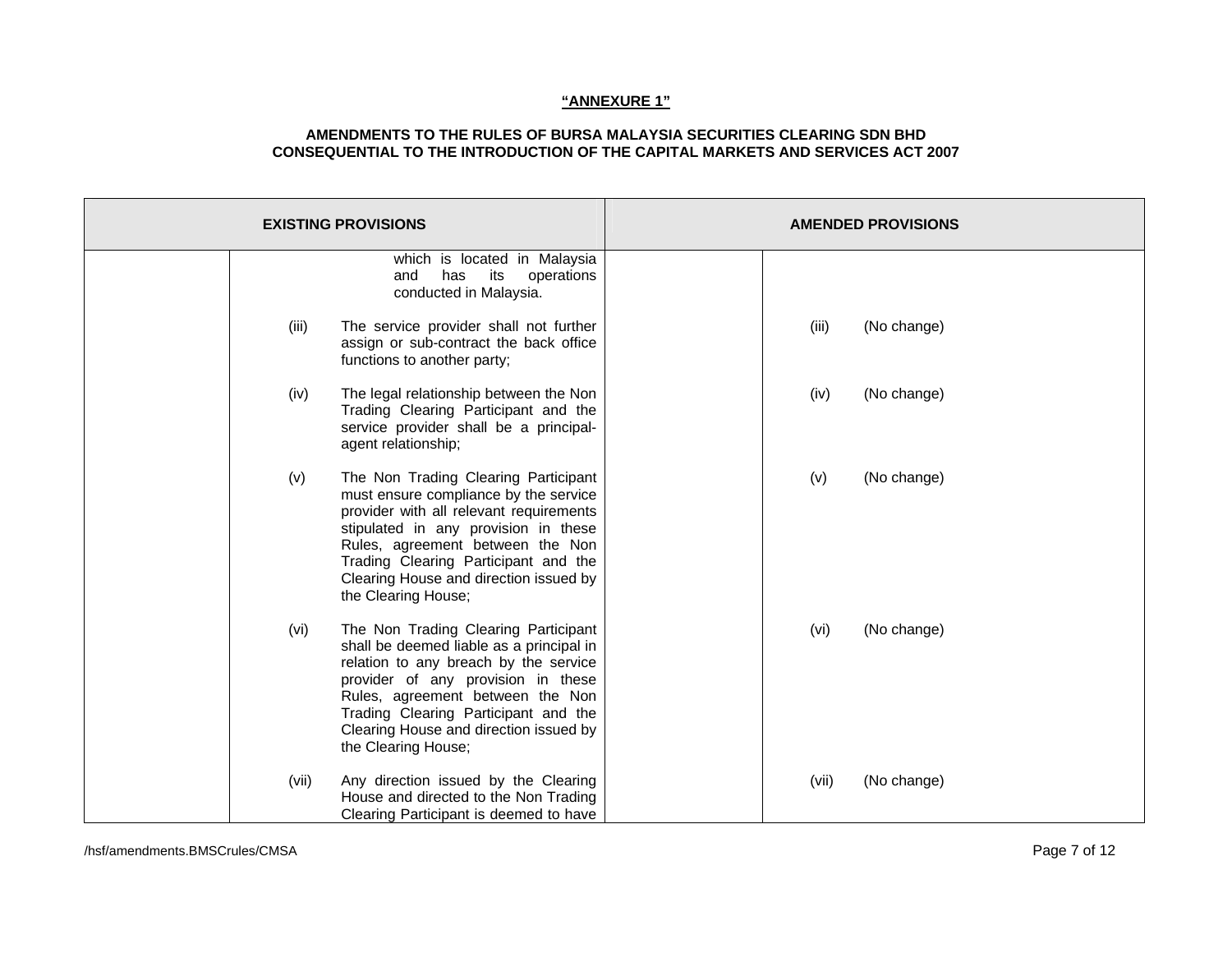**"ANNEXURE 1"**

**AMENDMENTS TO THE RULES OF BURSA MALAYSIA SECURITIES CLEARING SDN BHD CONSEQUENTIAL TO THE INTRODUCTION OF THE CAPITAL MARKETS AND SERVICES ACT 2007**

| EXISTING PROVISIONS | | AMENDED PROVISIONS | |
|---|---|---|---|
| | which is located in Malaysia and has its operations conducted in Malaysia. | | |
| | (iii) The service provider shall not further assign or sub-contract the back office functions to another party; | | (iii) (No change) |
| | (iv) The legal relationship between the Non Trading Clearing Participant and the service provider shall be a principal-agent relationship; | | (iv) (No change) |
| | (v) The Non Trading Clearing Participant must ensure compliance by the service provider with all relevant requirements stipulated in any provision in these Rules, agreement between the Non Trading Clearing Participant and the Clearing House and direction issued by the Clearing House; | | (v) (No change) |
| | (vi) The Non Trading Clearing Participant shall be deemed liable as a principal in relation to any breach by the service provider of any provision in these Rules, agreement between the Non Trading Clearing Participant and the Clearing House and direction issued by the Clearing House; | | (vi) (No change) |
| | (vii) Any direction issued by the Clearing House and directed to the Non Trading Clearing Participant is deemed to have | | (vii) (No change) |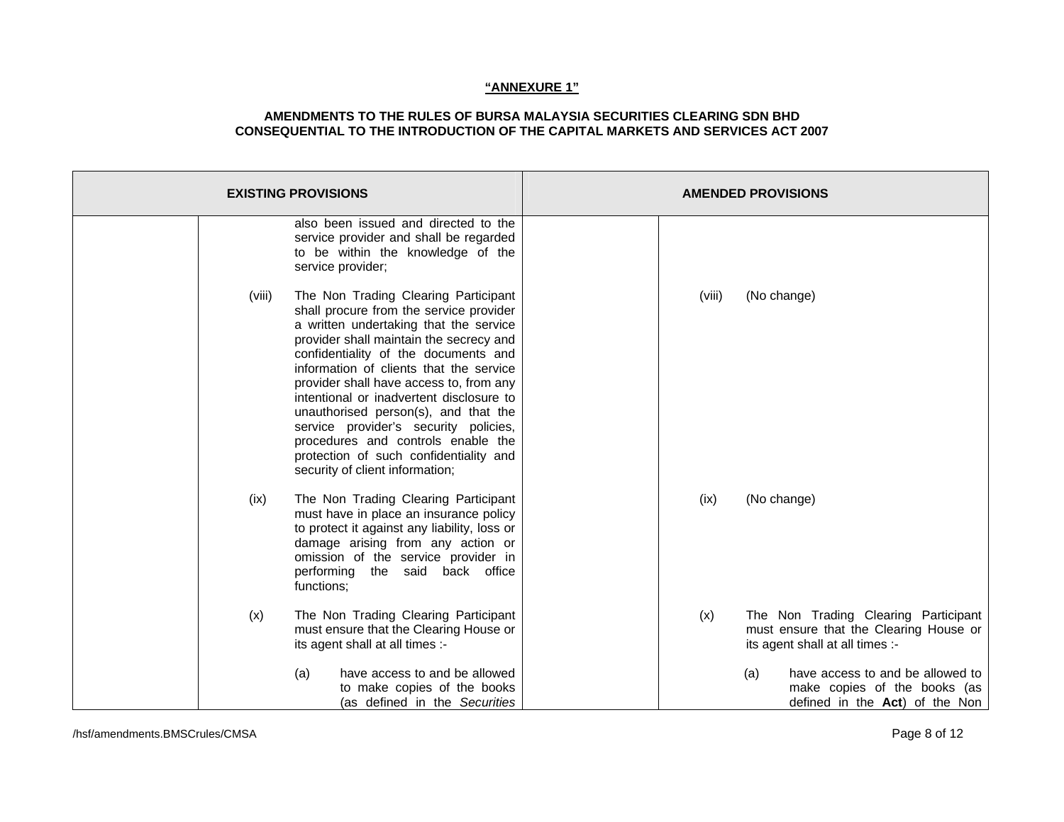**"ANNEXURE 1"**

**AMENDMENTS TO THE RULES OF BURSA MALAYSIA SECURITIES CLEARING SDN BHD CONSEQUENTIAL TO THE INTRODUCTION OF THE CAPITAL MARKETS AND SERVICES ACT 2007**

| EXISTING PROVISIONS | | AMENDED PROVISIONS | |
|---|---|---|---|
| | also been issued and directed to the service provider and shall be regarded to be within the knowledge of the service provider; | | |
| | (viii) The Non Trading Clearing Participant shall procure from the service provider a written undertaking that the service provider shall maintain the secrecy and confidentiality of the documents and information of clients that the service provider shall have access to, from any intentional or inadvertent disclosure to unauthorised person(s), and that the service provider's security policies, procedures and controls enable the protection of such confidentiality and security of client information; | | (viii) (No change) |
| | (ix) The Non Trading Clearing Participant must have in place an insurance policy to protect it against any liability, loss or damage arising from any action or omission of the service provider in performing the said back office functions; | | (ix) (No change) |
| | (x) The Non Trading Clearing Participant must ensure that the Clearing House or its agent shall at all times :- | | (x) The Non Trading Clearing Participant must ensure that the Clearing House or its agent shall at all times :- |
| | (a) have access to and be allowed to make copies of the books (as defined in the *Securities* | | (a) have access to and be allowed to make copies of the books (as defined in the **Act**) of the Non |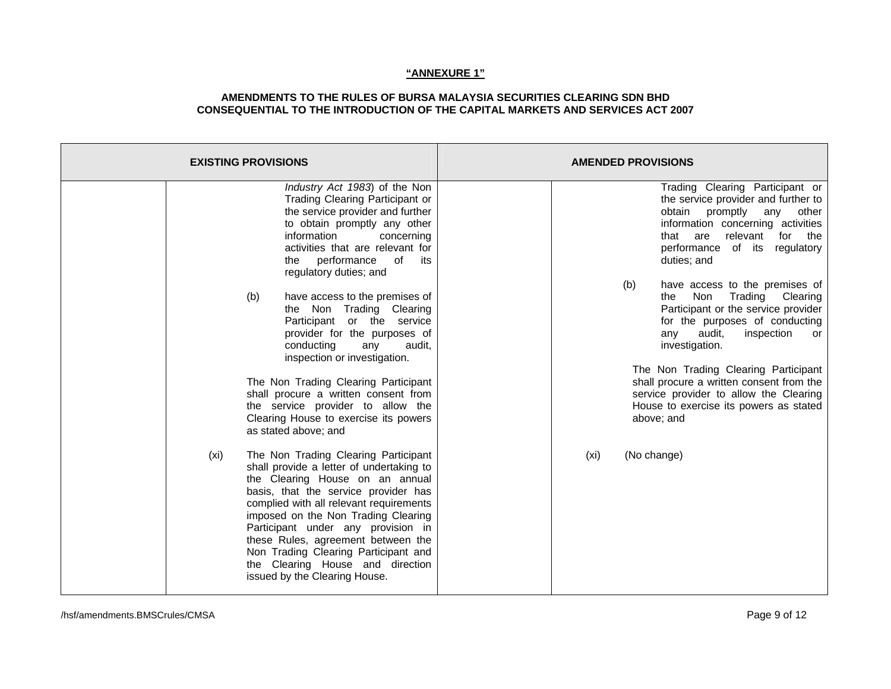**"ANNEXURE 1"**

**AMENDMENTS TO THE RULES OF BURSA MALAYSIA SECURITIES CLEARING SDN BHD CONSEQUENTIAL TO THE INTRODUCTION OF THE CAPITAL MARKETS AND SERVICES ACT 2007**

| EXISTING PROVISIONS | | AMENDED PROVISIONS | |
|---|---|---|---|
| | *Industry Act 1983*) of the Non Trading Clearing Participant or the service provider and further to obtain promptly any other information concerning activities that are relevant for the performance of its regulatory duties; and<br><br>(b) have access to the premises of the Non Trading Clearing Participant or the service provider for the purposes of conducting any audit, inspection or investigation.<br><br>The Non Trading Clearing Participant shall procure a written consent from the service provider to allow the Clearing House to exercise its powers as stated above; and<br><br>(xi) The Non Trading Clearing Participant shall provide a letter of undertaking to the Clearing House on an annual basis, that the service provider has complied with all relevant requirements imposed on the Non Trading Clearing Participant under any provision in these Rules, agreement between the Non Trading Clearing Participant and the Clearing House and direction issued by the Clearing House. | | Trading Clearing Participant or the service provider and further to obtain promptly any other information concerning activities that are relevant for the performance of its regulatory duties; and<br><br>(b) have access to the premises of the Non Trading Clearing Participant or the service provider for the purposes of conducting any audit, inspection or investigation.<br><br>The Non Trading Clearing Participant shall procure a written consent from the service provider to allow the Clearing House to exercise its powers as stated above; and<br><br>(xi) (No change) |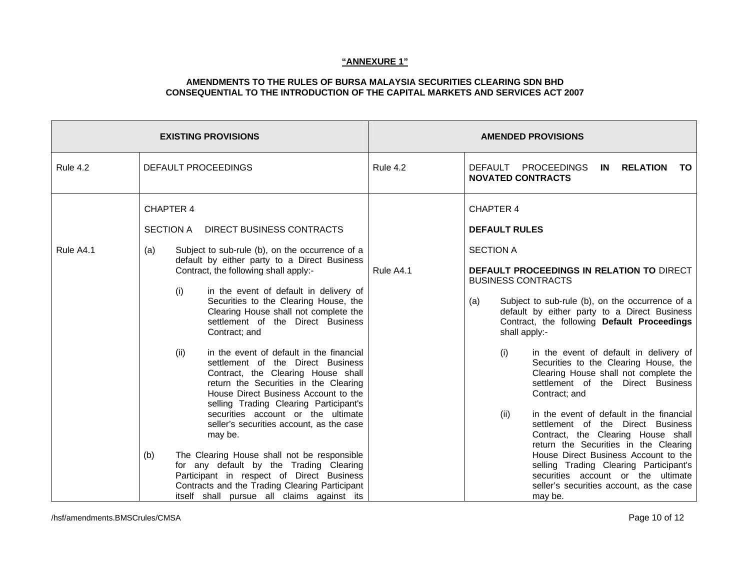**"ANNEXURE 1"**

**AMENDMENTS TO THE RULES OF BURSA MALAYSIA SECURITIES CLEARING SDN BHD CONSEQUENTIAL TO THE INTRODUCTION OF THE CAPITAL MARKETS AND SERVICES ACT 2007**

| EXISTING PROVISIONS | | AMENDED PROVISIONS | |
|---|---|---|---|
| Rule 4.2 | DEFAULT PROCEEDINGS | Rule 4.2 | DEFAULT PROCEEDINGS **IN RELATION TO NOVATED CONTRACTS** |
| Rule A4.1 | CHAPTER 4<br><br>SECTION A DIRECT BUSINESS CONTRACTS<br><br>(a) Subject to sub-rule (b), on the occurrence of a default by either party to a Direct Business Contract, the following shall apply:-<br><br>(i) in the event of default in delivery of Securities to the Clearing House, the Clearing House shall not complete the settlement of the Direct Business Contract; and<br><br>(ii) in the event of default in the financial settlement of the Direct Business Contract, the Clearing House shall return the Securities in the Clearing House Direct Business Account to the selling Trading Clearing Participant's securities account or the ultimate seller's securities account, as the case may be.<br><br>(b) The Clearing House shall not be responsible for any default by the Trading Clearing Participant in respect of Direct Business Contracts and the Trading Clearing Participant itself shall pursue all claims against its | Rule A4.1 | CHAPTER 4<br><br>**DEFAULT RULES**<br><br>SECTION A<br><br>**DEFAULT PROCEEDINGS IN RELATION TO** DIRECT BUSINESS CONTRACTS<br><br>(a) Subject to sub-rule (b), on the occurrence of a default by either party to a Direct Business Contract, the following **Default Proceedings** shall apply:-<br><br>(i) in the event of default in delivery of Securities to the Clearing House, the Clearing House shall not complete the settlement of the Direct Business Contract; and<br><br>(ii) in the event of default in the financial settlement of the Direct Business Contract, the Clearing House shall return the Securities in the Clearing House Direct Business Account to the selling Trading Clearing Participant's securities account or the ultimate seller's securities account, as the case may be. |

/hsf/amendments.BMSCrules/CMSA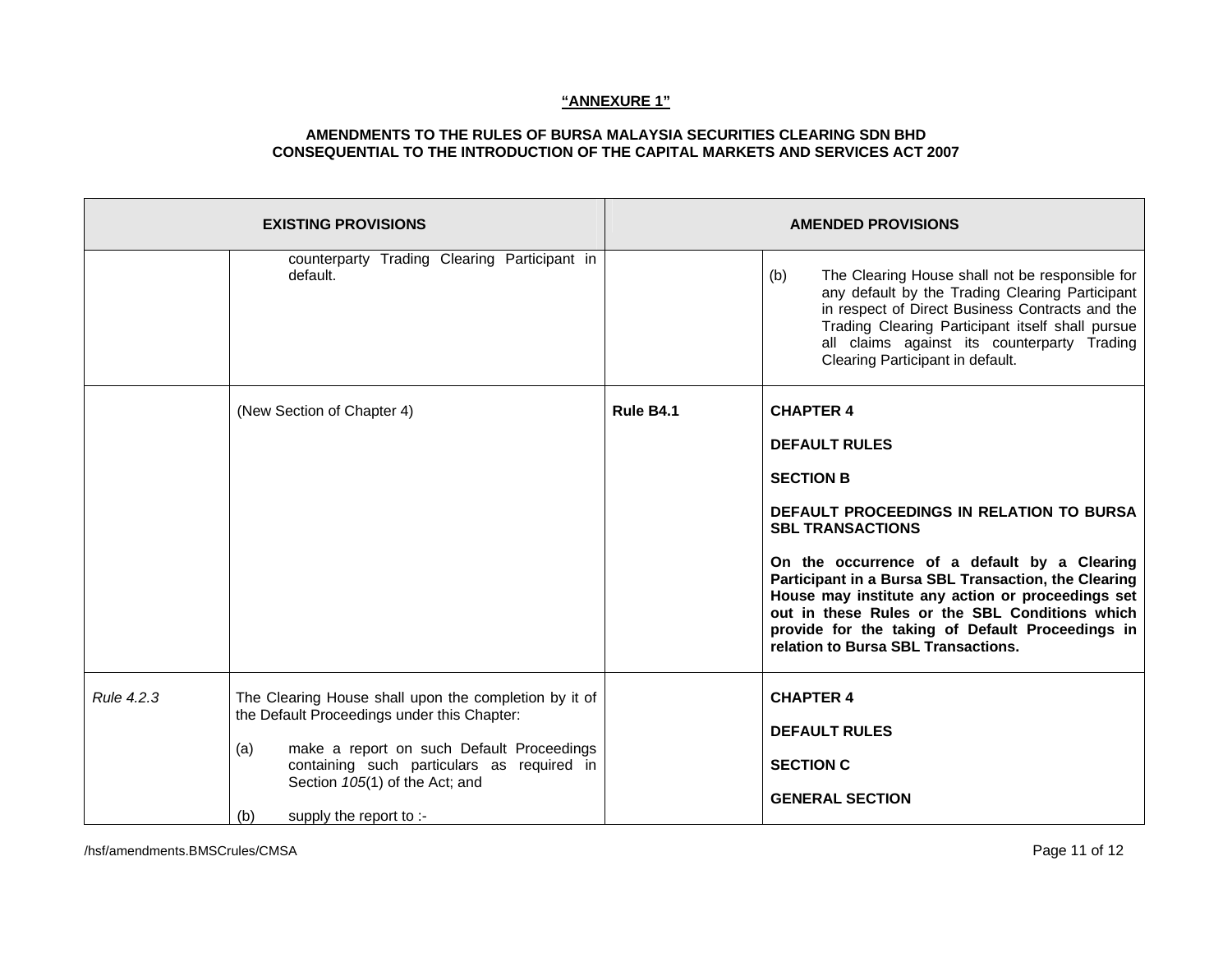**"ANNEXURE 1"**

**AMENDMENTS TO THE RULES OF BURSA MALAYSIA SECURITIES CLEARING SDN BHD CONSEQUENTIAL TO THE INTRODUCTION OF THE CAPITAL MARKETS AND SERVICES ACT 2007**

| EXISTING PROVISIONS | | AMENDED PROVISIONS | |
|---|---|---|---|
| | counterparty Trading Clearing Participant in default. | | (b) The Clearing House shall not be responsible for any default by the Trading Clearing Participant in respect of Direct Business Contracts and the Trading Clearing Participant itself shall pursue all claims against its counterparty Trading Clearing Participant in default. |
| | (New Section of Chapter 4) | **Rule B4.1** | **CHAPTER 4**<br><br>**DEFAULT RULES**<br><br>**SECTION B**<br><br>**DEFAULT PROCEEDINGS IN RELATION TO BURSA SBL TRANSACTIONS**<br><br>**On the occurrence of a default by a Clearing Participant in a Bursa SBL Transaction, the Clearing House may institute any action or proceedings set out in these Rules or the SBL Conditions which provide for the taking of Default Proceedings in relation to Bursa SBL Transactions.** |
| *Rule 4.2.3* | The Clearing House shall upon the completion by it of the Default Proceedings under this Chapter:<br><br>(a) make a report on such Default Proceedings containing such particulars as required in Section *105*(1) of the Act; and<br><br>(b) supply the report to :- | | **CHAPTER 4**<br><br>**DEFAULT RULES**<br><br>**SECTION C**<br><br>**GENERAL SECTION** |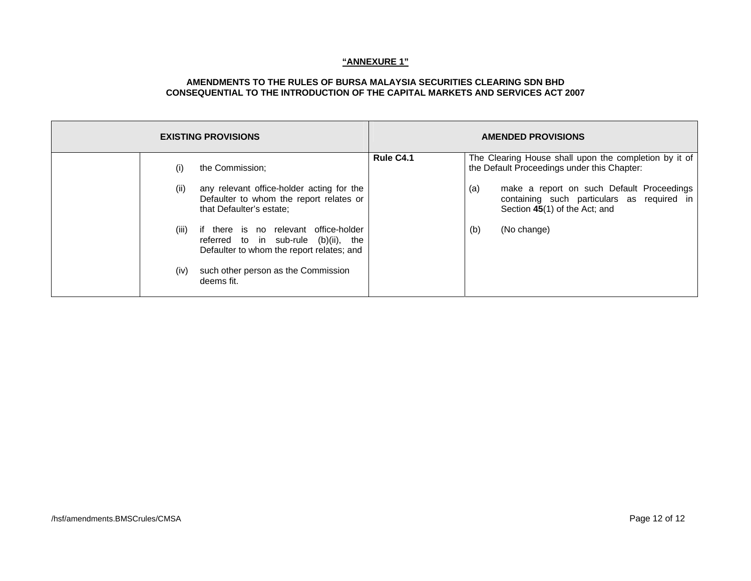**"ANNEXURE 1"**

**AMENDMENTS TO THE RULES OF BURSA MALAYSIA SECURITIES CLEARING SDN BHD CONSEQUENTIAL TO THE INTRODUCTION OF THE CAPITAL MARKETS AND SERVICES ACT 2007**

| EXISTING PROVISIONS | | AMENDED PROVISIONS | |
|---|---|---|---|
| | (i) the Commission;<br><br>(ii) any relevant office-holder acting for the Defaulter to whom the report relates or that Defaulter's estate;<br><br>(iii) if there is no relevant office-holder referred to in sub-rule (b)(ii), the Defaulter to whom the report relates; and<br><br>(iv) such other person as the Commission deems fit. | **Rule C4.1** | The Clearing House shall upon the completion by it of the Default Proceedings under this Chapter:<br><br>(a) make a report on such Default Proceedings containing such particulars as required in Section **45**(1) of the Act; and<br><br>(b) (No change) |

/hsf/amendments.BMSCrules/CMSA